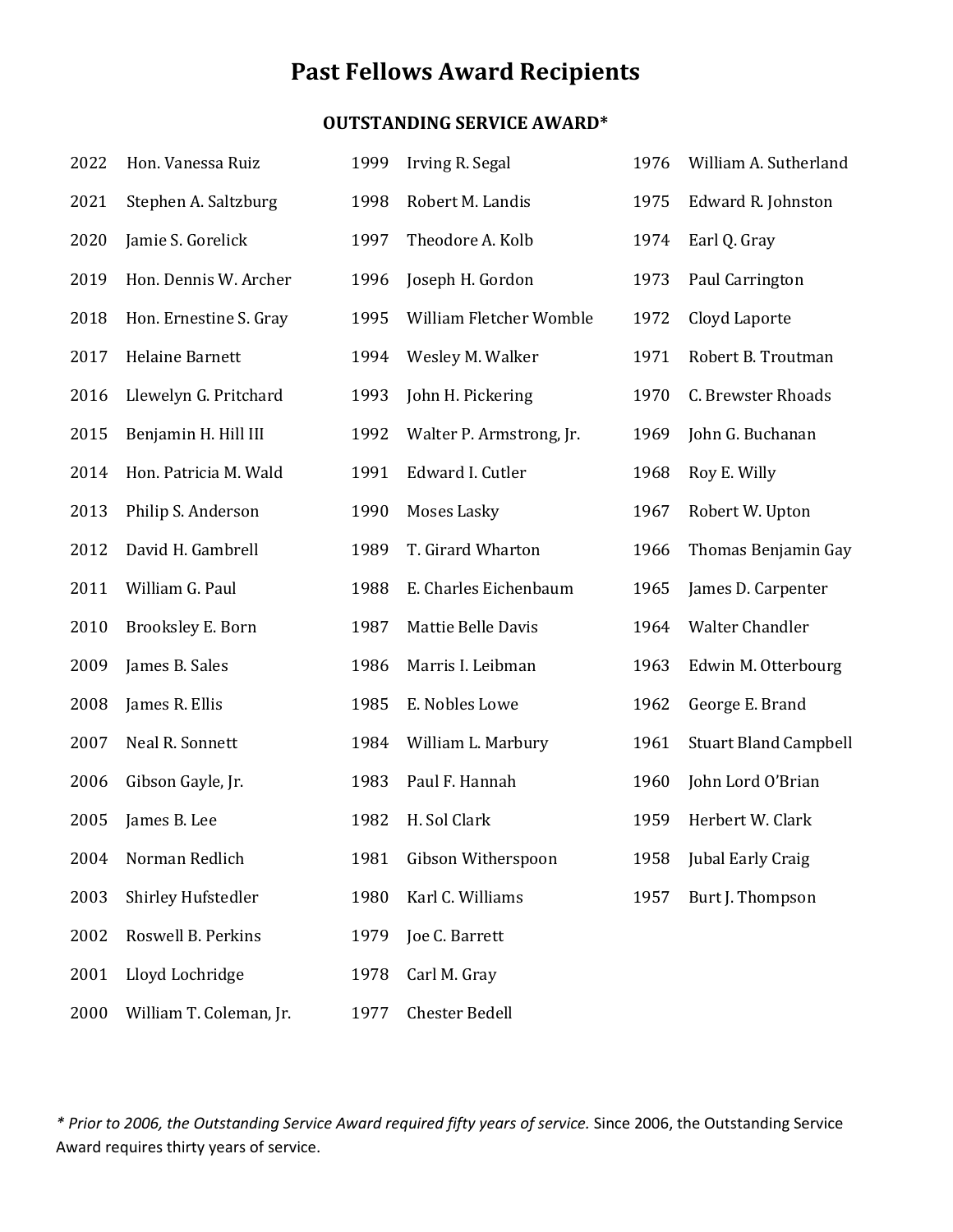# Past Fellows Award Recipients

## OUTSTANDING SERVICE AWARD*

| Year | Recipient |
|---|---|
| 2022 | Hon. Vanessa Ruiz |
| 2021 | Stephen A. Saltzburg |
| 2020 | Jamie S. Gorelick |
| 2019 | Hon. Dennis W. Archer |
| 2018 | Hon. Ernestine S. Gray |
| 2017 | Helaine Barnett |
| 2016 | Llewelyn G. Pritchard |
| 2015 | Benjamin H. Hill III |
| 2014 | Hon. Patricia M. Wald |
| 2013 | Philip S. Anderson |
| 2012 | David H. Gambrell |
| 2011 | William G. Paul |
| 2010 | Brooksley E. Born |
| 2009 | James B. Sales |
| 2008 | James R. Ellis |
| 2007 | Neal R. Sonnett |
| 2006 | Gibson Gayle, Jr. |
| 2005 | James B. Lee |
| 2004 | Norman Redlich |
| 2003 | Shirley Hufstedler |
| 2002 | Roswell B. Perkins |
| 2001 | Lloyd Lochridge |
| 2000 | William T. Coleman, Jr. |
| 1999 | Irving R. Segal |
| 1998 | Robert M. Landis |
| 1997 | Theodore A. Kolb |
| 1996 | Joseph H. Gordon |
| 1995 | William Fletcher Womble |
| 1994 | Wesley M. Walker |
| 1993 | John H. Pickering |
| 1992 | Walter P. Armstrong, Jr. |
| 1991 | Edward I. Cutler |
| 1990 | Moses Lasky |
| 1989 | T. Girard Wharton |
| 1988 | E. Charles Eichenbaum |
| 1987 | Mattie Belle Davis |
| 1986 | Marris I. Leibman |
| 1985 | E. Nobles Lowe |
| 1984 | William L. Marbury |
| 1983 | Paul F. Hannah |
| 1982 | H. Sol Clark |
| 1981 | Gibson Witherspoon |
| 1980 | Karl C. Williams |
| 1979 | Joe C. Barrett |
| 1978 | Carl M. Gray |
| 1977 | Chester Bedell |
| 1976 | William A. Sutherland |
| 1975 | Edward R. Johnston |
| 1974 | Earl Q. Gray |
| 1973 | Paul Carrington |
| 1972 | Cloyd Laporte |
| 1971 | Robert B. Troutman |
| 1970 | C. Brewster Rhoads |
| 1969 | John G. Buchanan |
| 1968 | Roy E. Willy |
| 1967 | Robert W. Upton |
| 1966 | Thomas Benjamin Gay |
| 1965 | James D. Carpenter |
| 1964 | Walter Chandler |
| 1963 | Edwin M. Otterbourg |
| 1962 | George E. Brand |
| 1961 | Stuart Bland Campbell |
| 1960 | John Lord O'Brian |
| 1959 | Herbert W. Clark |
| 1958 | Jubal Early Craig |
| 1957 | Burt J. Thompson |

*\* Prior to 2006, the Outstanding Service Award required fifty years of service.* Since 2006, the Outstanding Service Award requires thirty years of service.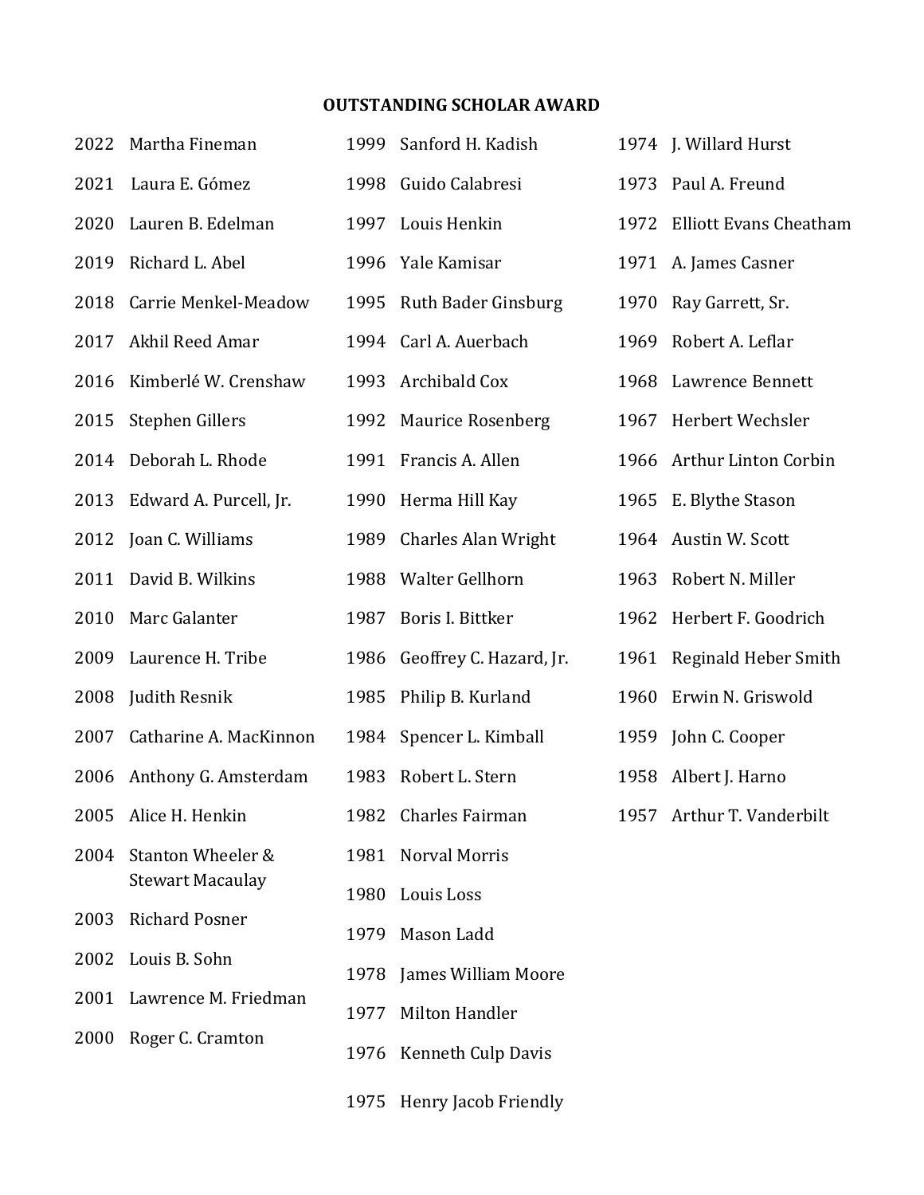**OUTSTANDING SCHOLAR AWARD**

2022 Martha Fineman

2021 Laura E. Gómez

2020 Lauren B. Edelman

2019 Richard L. Abel

2018 Carrie Menkel-Meadow

2017 Akhil Reed Amar

2016 Kimberlé W. Crenshaw

2015 Stephen Gillers

2014 Deborah L. Rhode

2013 Edward A. Purcell, Jr.

2012 Joan C. Williams

2011 David B. Wilkins

2010 Marc Galanter

2009 Laurence H. Tribe

2008 Judith Resnik

2007 Catharine A. MacKinnon

2006 Anthony G. Amsterdam

2005 Alice H. Henkin

2004 Stanton Wheeler & Stewart Macaulay

2003 Richard Posner

2002 Louis B. Sohn

2001 Lawrence M. Friedman

2000 Roger C. Cramton

1999 Sanford H. Kadish

1998 Guido Calabresi

1997 Louis Henkin

1996 Yale Kamisar

1995 Ruth Bader Ginsburg

1994 Carl A. Auerbach

1993 Archibald Cox

1992 Maurice Rosenberg

1991 Francis A. Allen

1990 Herma Hill Kay

1989 Charles Alan Wright

1988 Walter Gellhorn

1987 Boris I. Bittker

1986 Geoffrey C. Hazard, Jr.

1985 Philip B. Kurland

1984 Spencer L. Kimball

1983 Robert L. Stern

1982 Charles Fairman

1981 Norval Morris

1980 Louis Loss

1979 Mason Ladd

1978 James William Moore

1977 Milton Handler

1976 Kenneth Culp Davis

1975 Henry Jacob Friendly

1974 J. Willard Hurst

1973 Paul A. Freund

1972 Elliott Evans Cheatham

1971 A. James Casner

1970 Ray Garrett, Sr.

1969 Robert A. Leflar

1968 Lawrence Bennett

1967 Herbert Wechsler

1966 Arthur Linton Corbin

1965 E. Blythe Stason

1964 Austin W. Scott

1963 Robert N. Miller

1962 Herbert F. Goodrich

1961 Reginald Heber Smith

1960 Erwin N. Griswold

1959 John C. Cooper

1958 Albert J. Harno

1957 Arthur T. Vanderbilt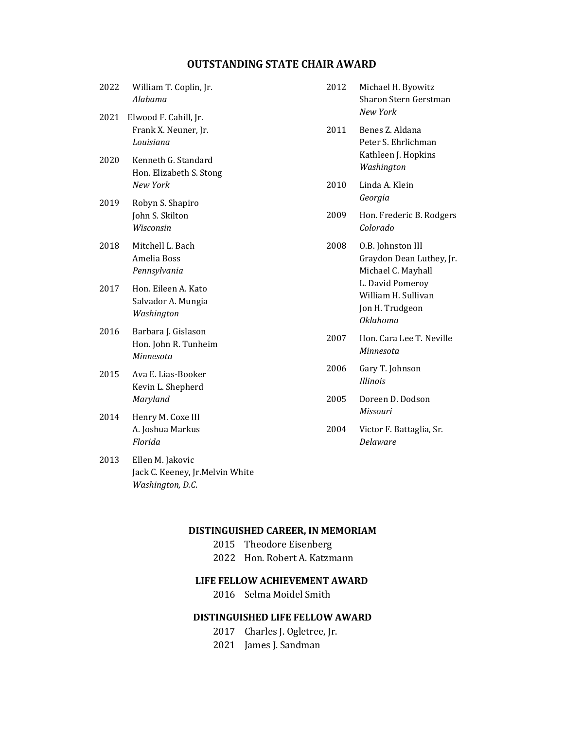## OUTSTANDING STATE CHAIR AWARD

2022 William T. Coplin, Jr.
*Alabama*

2021 Elwood F. Cahill, Jr.
Frank X. Neuner, Jr.
*Louisiana*

2020 Kenneth G. Standard
Hon. Elizabeth S. Stong
*New York*

2019 Robyn S. Shapiro
John S. Skilton
*Wisconsin*

2018 Mitchell L. Bach
Amelia Boss
*Pennsylvania*

2017 Hon. Eileen A. Kato
Salvador A. Mungia
*Washington*

2016 Barbara J. Gislason
Hon. John R. Tunheim
*Minnesota*

2015 Ava E. Lias-Booker
Kevin L. Shepherd
*Maryland*

2014 Henry M. Coxe III
A. Joshua Markus
*Florida*

2013 Ellen M. Jakovic
Jack C. Keeney, Jr.Melvin White
*Washington, D.C.*

2012 Michael H. Byowitz
Sharon Stern Gerstman
*New York*

2011 Benes Z. Aldana
Peter S. Ehrlichman
Kathleen J. Hopkins
*Washington*

2010 Linda A. Klein
*Georgia*

2009 Hon. Frederic B. Rodgers
*Colorado*

2008 O.B. Johnston III
Graydon Dean Luthey, Jr.
Michael C. Mayhall
L. David Pomeroy
William H. Sullivan
Jon H. Trudgeon
*Oklahoma*

2007 Hon. Cara Lee T. Neville
*Minnesota*

2006 Gary T. Johnson
*Illinois*

2005 Doreen D. Dodson
*Missouri*

2004 Victor F. Battaglia, Sr.
*Delaware*

## DISTINGUISHED CAREER, IN MEMORIAM

2015 Theodore Eisenberg
2022 Hon. Robert A. Katzmann

## LIFE FELLOW ACHIEVEMENT AWARD

2016 Selma Moidel Smith

## DISTINGUISHED LIFE FELLOW AWARD

2017 Charles J. Ogletree, Jr.
2021 James J. Sandman